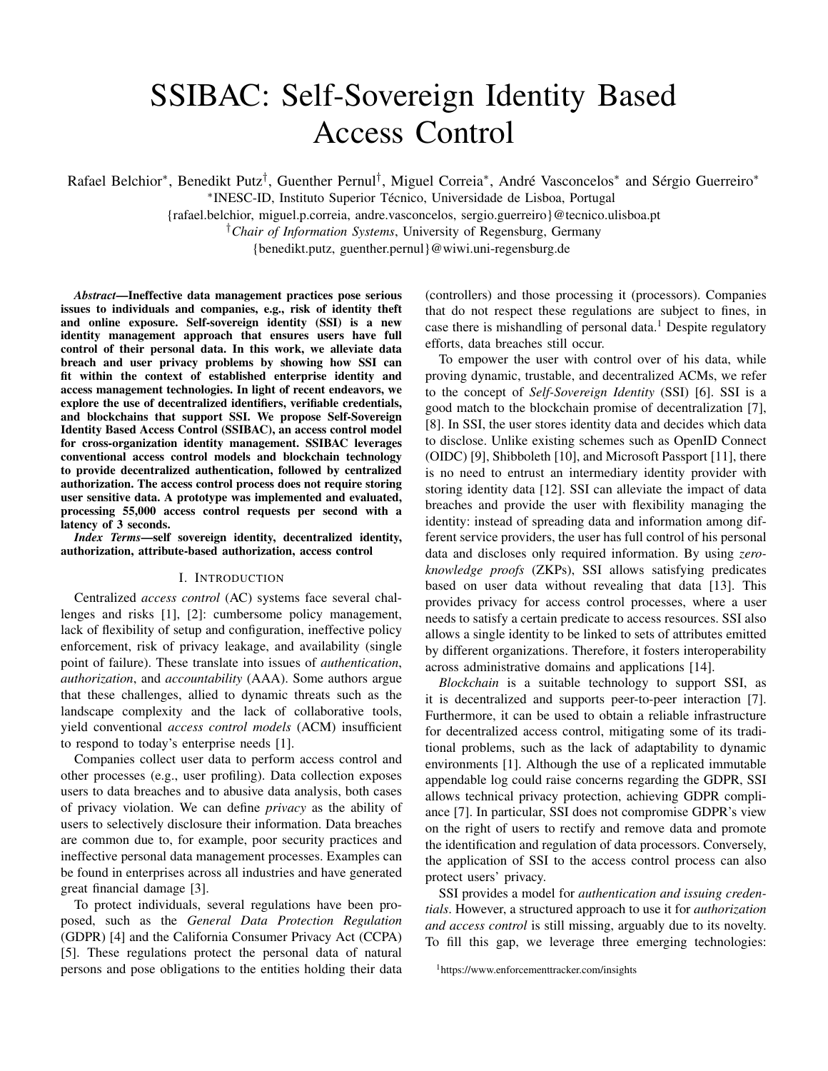# SSIBAC: Self-Sovereign Identity Based Access Control

Rafael Belchior*, Benedikt Putz†, Guenther Pernul†, Miguel Correia*, André Vasconcelos* and Sérgio Guerreiro*

*INESC-ID, Instituto Superior Técnico, Universidade de Lisboa, Portugal

{rafael.belchior, miguel.p.correia, andre.vasconcelos, sergio.guerreiro}@tecnico.ulisboa.pt

†*Chair of Information Systems*, University of Regensburg, Germany

{benedikt.putz, guenther.pernul}@wiwi.uni-regensburg.de

***Abstract*—Ineffective data management practices pose serious issues to individuals and companies, e.g., risk of identity theft and online exposure. Self-sovereign identity (SSI) is a new identity management approach that ensures users have full control of their personal data. In this work, we alleviate data breach and user privacy problems by showing how SSI can fit within the context of established enterprise identity and access management technologies. In light of recent endeavors, we explore the use of decentralized identifiers, verifiable credentials, and blockchains that support SSI. We propose Self-Sovereign Identity Based Access Control (SSIBAC), an access control model for cross-organization identity management. SSIBAC leverages conventional access control models and blockchain technology to provide decentralized authentication, followed by centralized authorization. The access control process does not require storing user sensitive data. A prototype was implemented and evaluated, processing 55,000 access control requests per second with a latency of 3 seconds.**

***Index Terms*—self sovereign identity, decentralized identity, authorization, attribute-based authorization, access control**

## I. Introduction

Centralized *access control* (AC) systems face several challenges and risks [1], [2]: cumbersome policy management, lack of flexibility of setup and configuration, ineffective policy enforcement, risk of privacy leakage, and availability (single point of failure). These translate into issues of *authentication*, *authorization*, and *accountability* (AAA). Some authors argue that these challenges, allied to dynamic threats such as the landscape complexity and the lack of collaborative tools, yield conventional *access control models* (ACM) insufficient to respond to today's enterprise needs [1].

Companies collect user data to perform access control and other processes (e.g., user profiling). Data collection exposes users to data breaches and to abusive data analysis, both cases of privacy violation. We can define *privacy* as the ability of users to selectively disclosure their information. Data breaches are common due to, for example, poor security practices and ineffective personal data management processes. Examples can be found in enterprises across all industries and have generated great financial damage [3].

To protect individuals, several regulations have been proposed, such as the *General Data Protection Regulation* (GDPR) [4] and the California Consumer Privacy Act (CCPA) [5]. These regulations protect the personal data of natural persons and pose obligations to the entities holding their data (controllers) and those processing it (processors). Companies that do not respect these regulations are subject to fines, in case there is mishandling of personal data.[1] Despite regulatory efforts, data breaches still occur.

To empower the user with control over of his data, while proving dynamic, trustable, and decentralized ACMs, we refer to the concept of *Self-Sovereign Identity* (SSI) [6]. SSI is a good match to the blockchain promise of decentralization [7], [8]. In SSI, the user stores identity data and decides which data to disclose. Unlike existing schemes such as OpenID Connect (OIDC) [9], Shibboleth [10], and Microsoft Passport [11], there is no need to entrust an intermediary identity provider with storing identity data [12]. SSI can alleviate the impact of data breaches and provide the user with flexibility managing the identity: instead of spreading data and information among different service providers, the user has full control of his personal data and discloses only required information. By using *zero-knowledge proofs* (ZKPs), SSI allows satisfying predicates based on user data without revealing that data [13]. This provides privacy for access control processes, where a user needs to satisfy a certain predicate to access resources. SSI also allows a single identity to be linked to sets of attributes emitted by different organizations. Therefore, it fosters interoperability across administrative domains and applications [14].

*Blockchain* is a suitable technology to support SSI, as it is decentralized and supports peer-to-peer interaction [7]. Furthermore, it can be used to obtain a reliable infrastructure for decentralized access control, mitigating some of its traditional problems, such as the lack of adaptability to dynamic environments [1]. Although the use of a replicated immutable appendable log could raise concerns regarding the GDPR, SSI allows technical privacy protection, achieving GDPR compliance [7]. In particular, SSI does not compromise GDPR's view on the right of users to rectify and remove data and promote the identification and regulation of data processors. Conversely, the application of SSI to the access control process can also protect users' privacy.

SSI provides a model for *authentication and issuing credentials*. However, a structured approach to use it for *authorization and access control* is still missing, arguably due to its novelty. To fill this gap, we leverage three emerging technologies:

[1] https://www.enforcementtracker.com/insights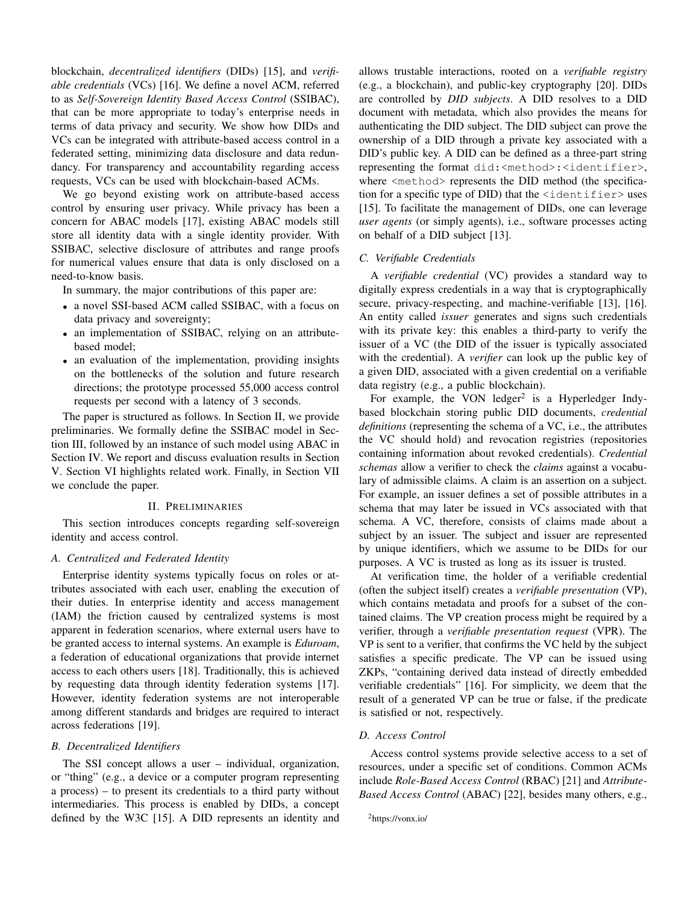blockchain, *decentralized identifiers* (DIDs) [15], and *verifiable credentials* (VCs) [16]. We define a novel ACM, referred to as *Self-Sovereign Identity Based Access Control* (SSIBAC), that can be more appropriate to today's enterprise needs in terms of data privacy and security. We show how DIDs and VCs can be integrated with attribute-based access control in a federated setting, minimizing data disclosure and data redundancy. For transparency and accountability regarding access requests, VCs can be used with blockchain-based ACMs.

We go beyond existing work on attribute-based access control by ensuring user privacy. While privacy has been a concern for ABAC models [17], existing ABAC models still store all identity data with a single identity provider. With SSIBAC, selective disclosure of attributes and range proofs for numerical values ensure that data is only disclosed on a need-to-know basis.

In summary, the major contributions of this paper are:

- a novel SSI-based ACM called SSIBAC, with a focus on data privacy and sovereignty;
- an implementation of SSIBAC, relying on an attribute-based model;
- an evaluation of the implementation, providing insights on the bottlenecks of the solution and future research directions; the prototype processed 55,000 access control requests per second with a latency of 3 seconds.

The paper is structured as follows. In Section II, we provide preliminaries. We formally define the SSIBAC model in Section III, followed by an instance of such model using ABAC in Section IV. We report and discuss evaluation results in Section V. Section VI highlights related work. Finally, in Section VII we conclude the paper.

## II. Preliminaries

This section introduces concepts regarding self-sovereign identity and access control.

### A. Centralized and Federated Identity

Enterprise identity systems typically focus on roles or attributes associated with each user, enabling the execution of their duties. In enterprise identity and access management (IAM) the friction caused by centralized systems is most apparent in federation scenarios, where external users have to be granted access to internal systems. An example is *Eduroam*, a federation of educational organizations that provide internet access to each others users [18]. Traditionally, this is achieved by requesting data through identity federation systems [17]. However, identity federation systems are not interoperable among different standards and bridges are required to interact across federations [19].

### B. Decentralized Identifiers

The SSI concept allows a user – individual, organization, or "thing" (e.g., a device or a computer program representing a process) – to present its credentials to a third party without intermediaries. This process is enabled by DIDs, a concept defined by the W3C [15]. A DID represents an identity and allows trustable interactions, rooted on a *verifiable registry* (e.g., a blockchain), and public-key cryptography [20]. DIDs are controlled by *DID subjects*. A DID resolves to a DID document with metadata, which also provides the means for authenticating the DID subject. The DID subject can prove the ownership of a DID through a private key associated with a DID's public key. A DID can be defined as a three-part string representing the format `did:<method>:<identifier>`, where `<method>` represents the DID method (the specification for a specific type of DID) that the `<identifier>` uses [15]. To facilitate the management of DIDs, one can leverage *user agents* (or simply agents), i.e., software processes acting on behalf of a DID subject [13].

### C. Verifiable Credentials

A *verifiable credential* (VC) provides a standard way to digitally express credentials in a way that is cryptographically secure, privacy-respecting, and machine-verifiable [13], [16]. An entity called *issuer* generates and signs such credentials with its private key: this enables a third-party to verify the issuer of a VC (the DID of the issuer is typically associated with the credential). A *verifier* can look up the public key of a given DID, associated with a given credential on a verifiable data registry (e.g., a public blockchain).

For example, the VON ledger[2] is a Hyperledger Indy-based blockchain storing public DID documents, *credential definitions* (representing the schema of a VC, i.e., the attributes the VC should hold) and revocation registries (repositories containing information about revoked credentials). *Credential schemas* allow a verifier to check the *claims* against a vocabulary of admissible claims. A claim is an assertion on a subject. For example, an issuer defines a set of possible attributes in a schema that may later be issued in VCs associated with that schema. A VC, therefore, consists of claims made about a subject by an issuer. The subject and issuer are represented by unique identifiers, which we assume to be DIDs for our purposes. A VC is trusted as long as its issuer is trusted.

At verification time, the holder of a verifiable credential (often the subject itself) creates a *verifiable presentation* (VP), which contains metadata and proofs for a subset of the contained claims. The VP creation process might be required by a verifier, through a *verifiable presentation request* (VPR). The VP is sent to a verifier, that confirms the VC held by the subject satisfies a specific predicate. The VP can be issued using ZKPs, "containing derived data instead of directly embedded verifiable credentials" [16]. For simplicity, we deem that the result of a generated VP can be true or false, if the predicate is satisfied or not, respectively.

### D. Access Control

Access control systems provide selective access to a set of resources, under a specific set of conditions. Common ACMs include *Role-Based Access Control* (RBAC) [21] and *Attribute-Based Access Control* (ABAC) [22], besides many others, e.g.,

[2] https://vonx.io/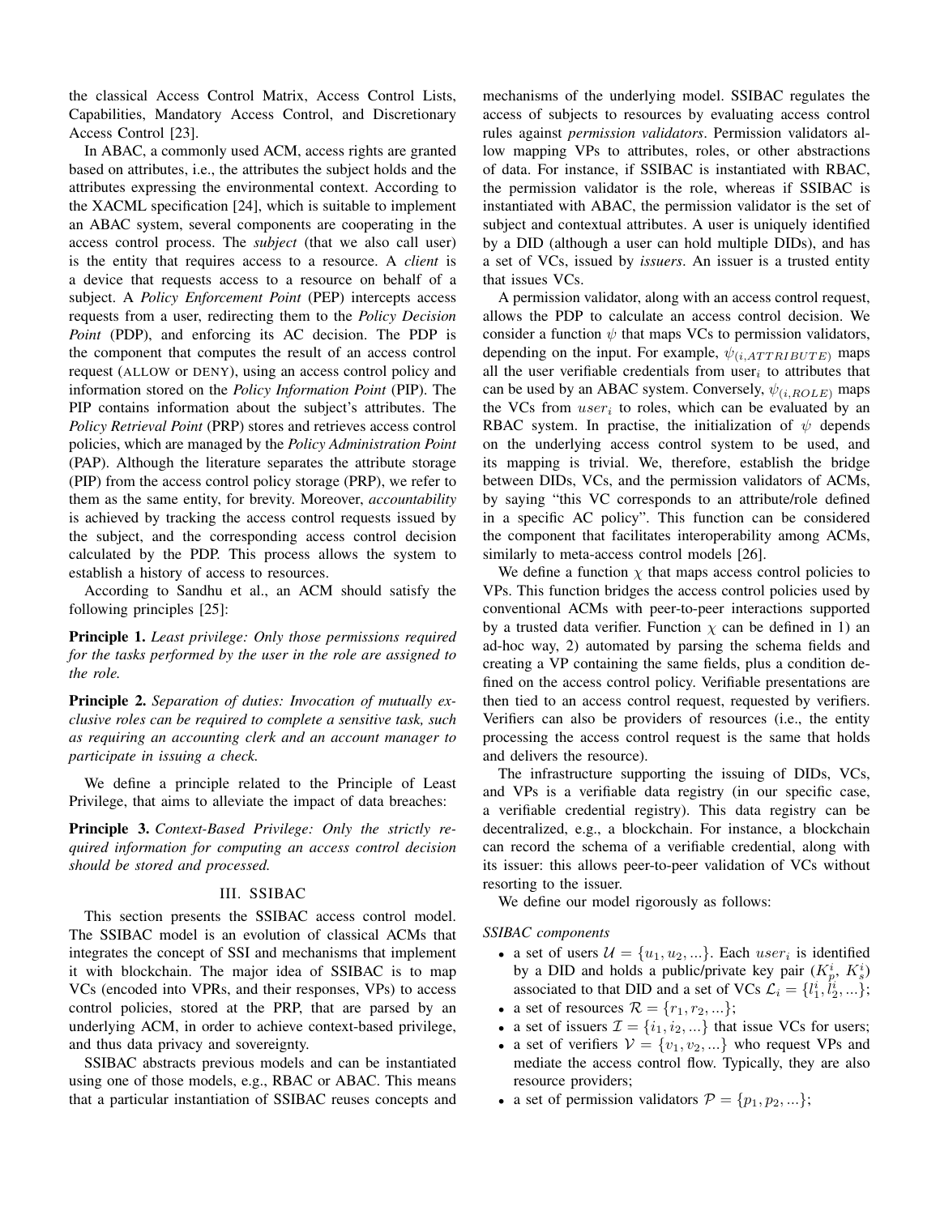the classical Access Control Matrix, Access Control Lists, Capabilities, Mandatory Access Control, and Discretionary Access Control [23].

In ABAC, a commonly used ACM, access rights are granted based on attributes, i.e., the attributes the subject holds and the attributes expressing the environmental context. According to the XACML specification [24], which is suitable to implement an ABAC system, several components are cooperating in the access control process. The *subject* (that we also call user) is the entity that requires access to a resource. A *client* is a device that requests access to a resource on behalf of a subject. A *Policy Enforcement Point* (PEP) intercepts access requests from a user, redirecting them to the *Policy Decision Point* (PDP), and enforcing its AC decision. The PDP is the component that computes the result of an access control request (ALLOW or DENY), using an access control policy and information stored on the *Policy Information Point* (PIP). The PIP contains information about the subject's attributes. The *Policy Retrieval Point* (PRP) stores and retrieves access control policies, which are managed by the *Policy Administration Point* (PAP). Although the literature separates the attribute storage (PIP) from the access control policy storage (PRP), we refer to them as the same entity, for brevity. Moreover, *accountability* is achieved by tracking the access control requests issued by the subject, and the corresponding access control decision calculated by the PDP. This process allows the system to establish a history of access to resources.

According to Sandhu et al., an ACM should satisfy the following principles [25]:

**Principle 1.** *Least privilege: Only those permissions required for the tasks performed by the user in the role are assigned to the role.*

**Principle 2.** *Separation of duties: Invocation of mutually exclusive roles can be required to complete a sensitive task, such as requiring an accounting clerk and an account manager to participate in issuing a check.*

We define a principle related to the Principle of Least Privilege, that aims to alleviate the impact of data breaches:

**Principle 3.** *Context-Based Privilege: Only the strictly required information for computing an access control decision should be stored and processed.*

## III. SSIBAC

This section presents the SSIBAC access control model. The SSIBAC model is an evolution of classical ACMs that integrates the concept of SSI and mechanisms that implement it with blockchain. The major idea of SSIBAC is to map VCs (encoded into VPRs, and their responses, VPs) to access control policies, stored at the PRP, that are parsed by an underlying ACM, in order to achieve context-based privilege, and thus data privacy and sovereignty.

SSIBAC abstracts previous models and can be instantiated using one of those models, e.g., RBAC or ABAC. This means that a particular instantiation of SSIBAC reuses concepts and mechanisms of the underlying model. SSIBAC regulates the access of subjects to resources by evaluating access control rules against *permission validators*. Permission validators allow mapping VPs to attributes, roles, or other abstractions of data. For instance, if SSIBAC is instantiated with RBAC, the permission validator is the role, whereas if SSIBAC is instantiated with ABAC, the permission validator is the set of subject and contextual attributes. A user is uniquely identified by a DID (although a user can hold multiple DIDs), and has a set of VCs, issued by *issuers*. An issuer is a trusted entity that issues VCs.

A permission validator, along with an access control request, allows the PDP to calculate an access control decision. We consider a function $\psi$ that maps VCs to permission validators, depending on the input. For example, $\psi_{(i,ATTRIBUTE)}$ maps all the user verifiable credentials from user$_i$ to attributes that can be used by an ABAC system. Conversely, $\psi_{(i,ROLE)}$ maps the VCs from $user_i$ to roles, which can be evaluated by an RBAC system. In practise, the initialization of $\psi$ depends on the underlying access control system to be used, and its mapping is trivial. We, therefore, establish the bridge between DIDs, VCs, and the permission validators of ACMs, by saying "this VC corresponds to an attribute/role defined in a specific AC policy". This function can be considered the component that facilitates interoperability among ACMs, similarly to meta-access control models [26].

We define a function $\chi$ that maps access control policies to VPs. This function bridges the access control policies used by conventional ACMs with peer-to-peer interactions supported by a trusted data verifier. Function $\chi$ can be defined in 1) an ad-hoc way, 2) automated by parsing the schema fields and creating a VP containing the same fields, plus a condition defined on the access control policy. Verifiable presentations are then tied to an access control request, requested by verifiers. Verifiers can also be providers of resources (i.e., the entity processing the access control request is the same that holds and delivers the resource).

The infrastructure supporting the issuing of DIDs, VCs, and VPs is a verifiable data registry (in our specific case, a verifiable credential registry). This data registry can be decentralized, e.g., a blockchain. For instance, a blockchain can record the schema of a verifiable credential, along with its issuer: this allows peer-to-peer validation of VCs without resorting to the issuer.

We define our model rigorously as follows:

*SSIBAC components*

- a set of users $\mathcal{U} = \{u_1, u_2, ...\}$. Each $user_i$ is identified by a DID and holds a public/private key pair ($K_p^i$, $K_s^i$) associated to that DID and a set of VCs $\mathcal{L}_i = \{l_1^i, l_2^i, ...\}$;
- a set of resources $\mathcal{R} = \{r_1, r_2, ...\}$;
- a set of issuers $\mathcal{I} = \{i_1, i_2, ...\}$ that issue VCs for users;
- a set of verifiers $\mathcal{V} = \{v_1, v_2, ...\}$ who request VPs and mediate the access control flow. Typically, they are also resource providers;
- a set of permission validators $\mathcal{P} = \{p_1, p_2, ...\}$;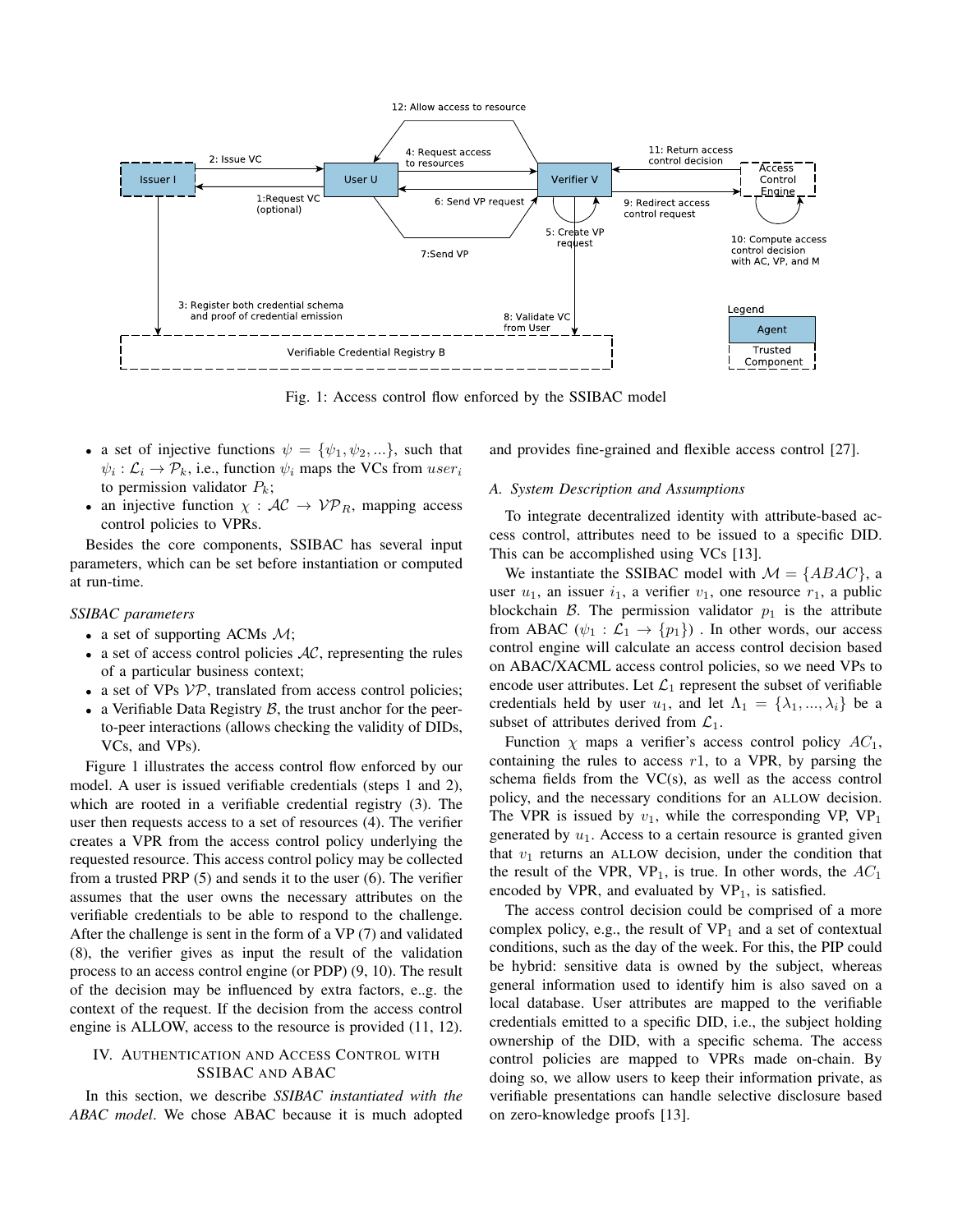Fig. 1: Access control flow enforced by the SSIBAC model

- a set of injective functions $\psi = \{\psi_1, \psi_2, ...\}$, such that $\psi_i : \mathcal{L}_i \rightarrow \mathcal{P}_k$, i.e., function $\psi_i$ maps the VCs from $user_i$ to permission validator $P_k$;
- an injective function $\chi : \mathcal{AC} \rightarrow \mathcal{VP}_R$, mapping access control policies to VPRs.

Besides the core components, SSIBAC has several input parameters, which can be set before instantiation or computed at run-time.

*SSIBAC parameters*

- a set of supporting ACMs $\mathcal{M}$;
- a set of access control policies $\mathcal{AC}$, representing the rules of a particular business context;
- a set of VPs $\mathcal{VP}$, translated from access control policies;
- a Verifiable Data Registry $\mathcal{B}$, the trust anchor for the peer-to-peer interactions (allows checking the validity of DIDs, VCs, and VPs).

Figure 1 illustrates the access control flow enforced by our model. A user is issued verifiable credentials (steps 1 and 2), which are rooted in a verifiable credential registry (3). The user then requests access to a set of resources (4). The verifier creates a VPR from the access control policy underlying the requested resource. This access control policy may be collected from a trusted PRP (5) and sends it to the user (6). The verifier assumes that the user owns the necessary attributes on the verifiable credentials to be able to respond to the challenge. After the challenge is sent in the form of a VP (7) and validated (8), the verifier gives as input the result of the validation process to an access control engine (or PDP) (9, 10). The result of the decision may be influenced by extra factors, e.g.. the context of the request. If the decision from the access control engine is ALLOW, access to the resource is provided (11, 12).

## IV. Authentication and Access Control with SSIBAC and ABAC

In this section, we describe *SSIBAC instantiated with the ABAC model*. We chose ABAC because it is much adopted and provides fine-grained and flexible access control [27].

### A. System Description and Assumptions

To integrate decentralized identity with attribute-based access control, attributes need to be issued to a specific DID. This can be accomplished using VCs [13].

We instantiate the SSIBAC model with $\mathcal{M} = \{ABAC\}$, a user $u_1$, an issuer $i_1$, a verifier $v_1$, one resource $r_1$, a public blockchain $\mathcal{B}$. The permission validator $p_1$ is the attribute from ABAC ($\psi_1 : \mathcal{L}_1 \rightarrow \{p_1\}$) . In other words, our access control engine will calculate an access control decision based on ABAC/XACML access control policies, so we need VPs to encode user attributes. Let $\mathcal{L}_1$ represent the subset of verifiable credentials held by user $u_1$, and let $\Lambda_1 = \{\lambda_1, ..., \lambda_i\}$ be a subset of attributes derived from $\mathcal{L}_1$.

Function $\chi$ maps a verifier's access control policy $AC_1$, containing the rules to access $r1$, to a VPR, by parsing the schema fields from the VC(s), as well as the access control policy, and the necessary conditions for an ALLOW decision. The VPR is issued by $v_1$, while the corresponding VP, $\text{VP}_1$ generated by $u_1$. Access to a certain resource is granted given that $v_1$ returns an ALLOW decision, under the condition that the result of the VPR, $\text{VP}_1$, is true. In other words, the $AC_1$ encoded by VPR, and evaluated by $\text{VP}_1$, is satisfied.

The access control decision could be comprised of a more complex policy, e.g., the result of $\text{VP}_1$ and a set of contextual conditions, such as the day of the week. For this, the PIP could be hybrid: sensitive data is owned by the subject, whereas general information used to identify him is also saved on a local database. User attributes are mapped to the verifiable credentials emitted to a specific DID, i.e., the subject holding ownership of the DID, with a specific schema. The access control policies are mapped to VPRs made on-chain. By doing so, we allow users to keep their information private, as verifiable presentations can handle selective disclosure based on zero-knowledge proofs [13].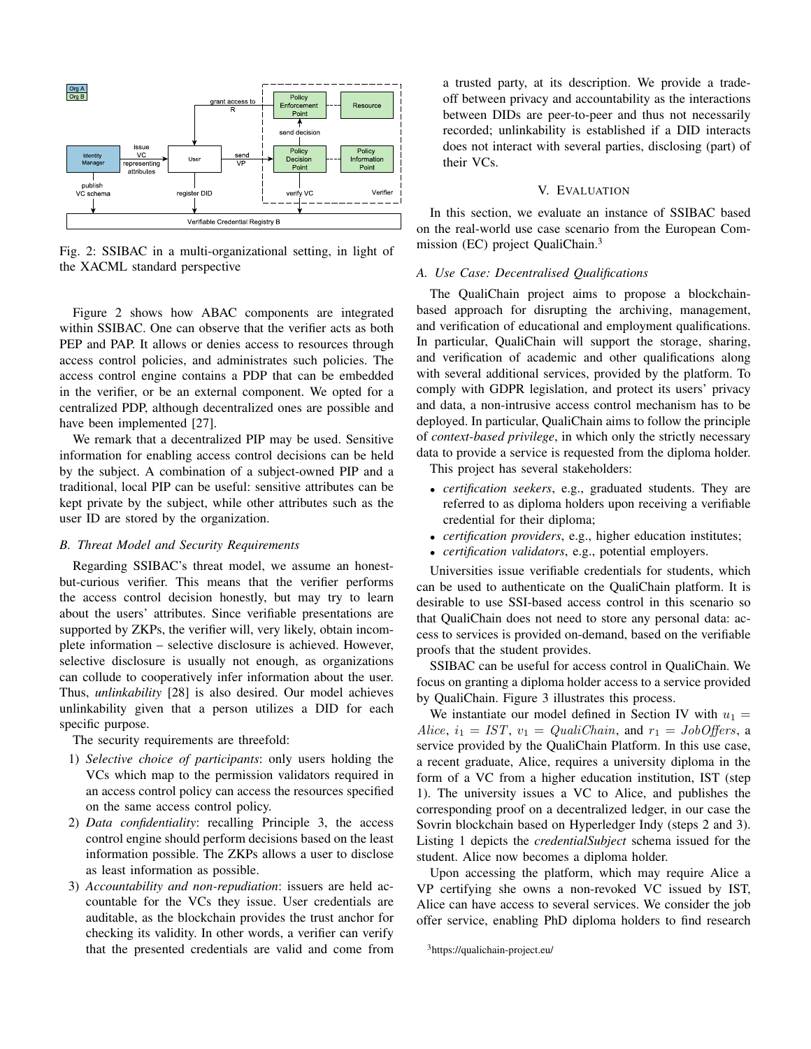Fig. 2: SSIBAC in a multi-organizational setting, in light of the XACML standard perspective

Figure 2 shows how ABAC components are integrated within SSIBAC. One can observe that the verifier acts as both PEP and PAP. It allows or denies access to resources through access control policies, and administrates such policies. The access control engine contains a PDP that can be embedded in the verifier, or be an external component. We opted for a centralized PDP, although decentralized ones are possible and have been implemented [27].

We remark that a decentralized PIP may be used. Sensitive information for enabling access control decisions can be held by the subject. A combination of a subject-owned PIP and a traditional, local PIP can be useful: sensitive attributes can be kept private by the subject, while other attributes such as the user ID are stored by the organization.

### *B. Threat Model and Security Requirements*

Regarding SSIBAC's threat model, we assume an honest-but-curious verifier. This means that the verifier performs the access control decision honestly, but may try to learn about the users' attributes. Since verifiable presentations are supported by ZKPs, the verifier will, very likely, obtain incomplete information – selective disclosure is achieved. However, selective disclosure is usually not enough, as organizations can collude to cooperatively infer information about the user. Thus, *unlinkability* [28] is also desired. Our model achieves unlinkability given that a person utilizes a DID for each specific purpose.

The security requirements are threefold:

1) *Selective choice of participants*: only users holding the VCs which map to the permission validators required in an access control policy can access the resources specified on the same access control policy.
2) *Data confidentiality*: recalling Principle 3, the access control engine should perform decisions based on the least information possible. The ZKPs allows a user to disclose as least information as possible.
3) *Accountability and non-repudiation*: issuers are held accountable for the VCs they issue. User credentials are auditable, as the blockchain provides the trust anchor for checking its validity. In other words, a verifier can verify that the presented credentials are valid and come from a trusted party, at its description. We provide a trade-off between privacy and accountability as the interactions between DIDs are peer-to-peer and thus not necessarily recorded; unlinkability is established if a DID interacts does not interact with several parties, disclosing (part) of their VCs.

## V. Evaluation

In this section, we evaluate an instance of SSIBAC based on the real-world use case scenario from the European Commission (EC) project QualiChain.[3]

### *A. Use Case: Decentralised Qualifications*

The QualiChain project aims to propose a blockchain-based approach for disrupting the archiving, management, and verification of educational and employment qualifications. In particular, QualiChain will support the storage, sharing, and verification of academic and other qualifications along with several additional services, provided by the platform. To comply with GDPR legislation, and protect its users' privacy and data, a non-intrusive access control mechanism has to be deployed. In particular, QualiChain aims to follow the principle of *context-based privilege*, in which only the strictly necessary data to provide a service is requested from the diploma holder.

This project has several stakeholders:

- *certification seekers*, e.g., graduated students. They are referred to as diploma holders upon receiving a verifiable credential for their diploma;
- *certification providers*, e.g., higher education institutes;
- *certification validators*, e.g., potential employers.

Universities issue verifiable credentials for students, which can be used to authenticate on the QualiChain platform. It is desirable to use SSI-based access control in this scenario so that QualiChain does not need to store any personal data: access to services is provided on-demand, based on the verifiable proofs that the student provides.

SSIBAC can be useful for access control in QualiChain. We focus on granting a diploma holder access to a service provided by QualiChain. Figure 3 illustrates this process.

We instantiate our model defined in Section IV with $u_1 = Alice$, $i_1 = IST$, $v_1 = QualiChain$, and $r_1 = JobOffers$, a service provided by the QualiChain Platform. In this use case, a recent graduate, Alice, requires a university diploma in the form of a VC from a higher education institution, IST (step 1). The university issues a VC to Alice, and publishes the corresponding proof on a decentralized ledger, in our case the Sovrin blockchain based on Hyperledger Indy (steps 2 and 3). Listing 1 depicts the *credentialSubject* schema issued for the student. Alice now becomes a diploma holder.

Upon accessing the platform, which may require Alice a VP certifying she owns a non-revoked VC issued by IST, Alice can have access to several services. We consider the job offer service, enabling PhD diploma holders to find research

[3] https://qualichain-project.eu/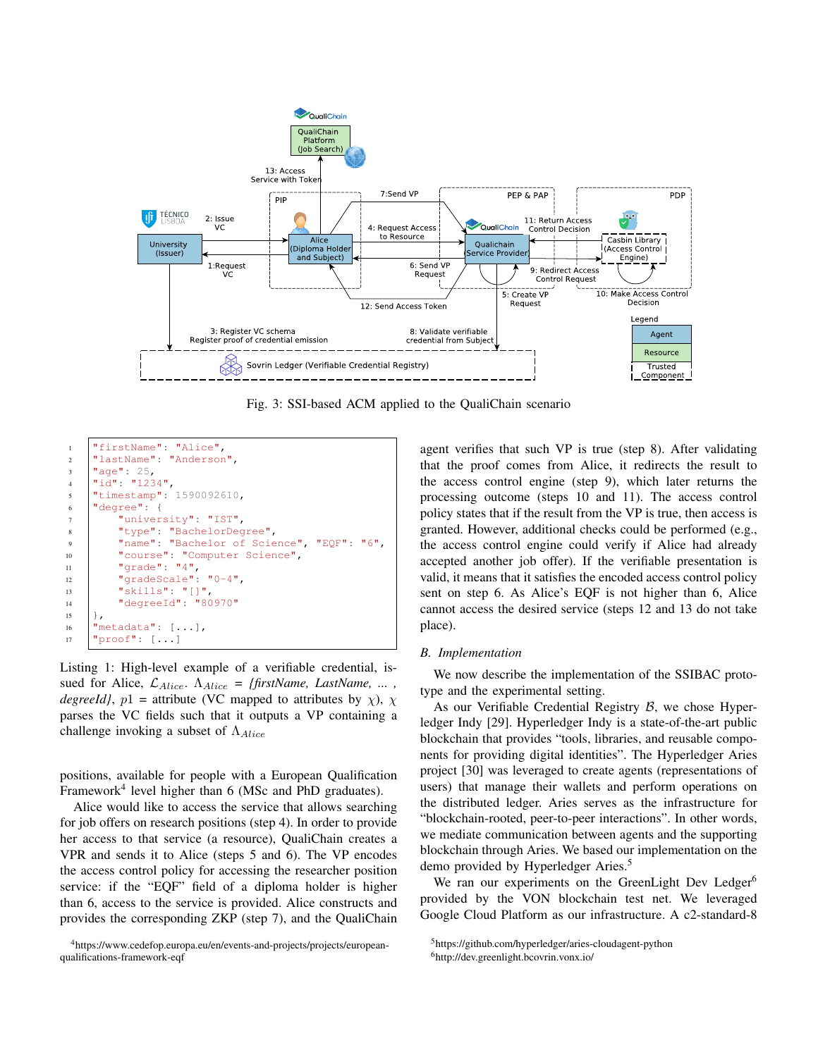Fig. 3: SSI-based ACM applied to the QualiChain scenario

```
"firstName": "Alice",
"lastName": "Anderson",
"age": 25,
"id": "1234",
"timestamp": 1590092610,
"degree": {
    "university": "IST",
    "type": "BachelorDegree",
    "name": "Bachelor of Science", "EQF": "6",
    "course": "Computer Science",
    "grade": "4",
    "gradeScale": "0-4",
    "skills": "[]",
    "degreeId": "80970"
},
"metadata": [...],
"proof": [...]
```

Listing 1: High-level example of a verifiable credential, issued for Alice, $\mathcal{L}_{Alice}$. $\Lambda_{Alice}$ = *{firstName, LastName, ... , degreeId}*, $p1$ = attribute (VC mapped to attributes by $\chi$), $\chi$ parses the VC fields such that it outputs a VP containing a challenge invoking a subset of $\Lambda_{Alice}$

positions, available for people with a European Qualification Framework[4] level higher than 6 (MSc and PhD graduates).

Alice would like to access the service that allows searching for job offers on research positions (step 4). In order to provide her access to that service (a resource), QualiChain creates a VPR and sends it to Alice (steps 5 and 6). The VP encodes the access control policy for accessing the researcher position service: if the "EQF" field of a diploma holder is higher than 6, access to the service is provided. Alice constructs and provides the corresponding ZKP (step 7), and the QualiChain agent verifies that such VP is true (step 8). After validating that the proof comes from Alice, it redirects the result to the access control engine (step 9), which later returns the processing outcome (steps 10 and 11). The access control policy states that if the result from the VP is true, then access is granted. However, additional checks could be performed (e.g., the access control engine could verify if Alice had already accepted another job offer). If the verifiable presentation is valid, it means that it satisfies the encoded access control policy sent on step 6. As Alice's EQF is not higher than 6, Alice cannot access the desired service (steps 12 and 13 do not take place).

### B. Implementation

We now describe the implementation of the SSIBAC prototype and the experimental setting.

As our Verifiable Credential Registry $\mathcal{B}$, we chose Hyperledger Indy [29]. Hyperledger Indy is a state-of-the-art public blockchain that provides "tools, libraries, and reusable components for providing digital identities". The Hyperledger Aries project [30] was leveraged to create agents (representations of users) that manage their wallets and perform operations on the distributed ledger. Aries serves as the infrastructure for "blockchain-rooted, peer-to-peer interactions". In other words, we mediate communication between agents and the supporting blockchain through Aries. We based our implementation on the demo provided by Hyperledger Aries.[5]

We ran our experiments on the GreenLight Dev Ledger[6] provided by the VON blockchain test net. We leveraged Google Cloud Platform as our infrastructure. A c2-standard-8

[4]https://www.cedefop.europa.eu/en/events-and-projects/projects/european-qualifications-framework-eqf

[5]https://github.com/hyperledger/aries-cloudagent-python

[6]http://dev.greenlight.bcovrin.vonx.io/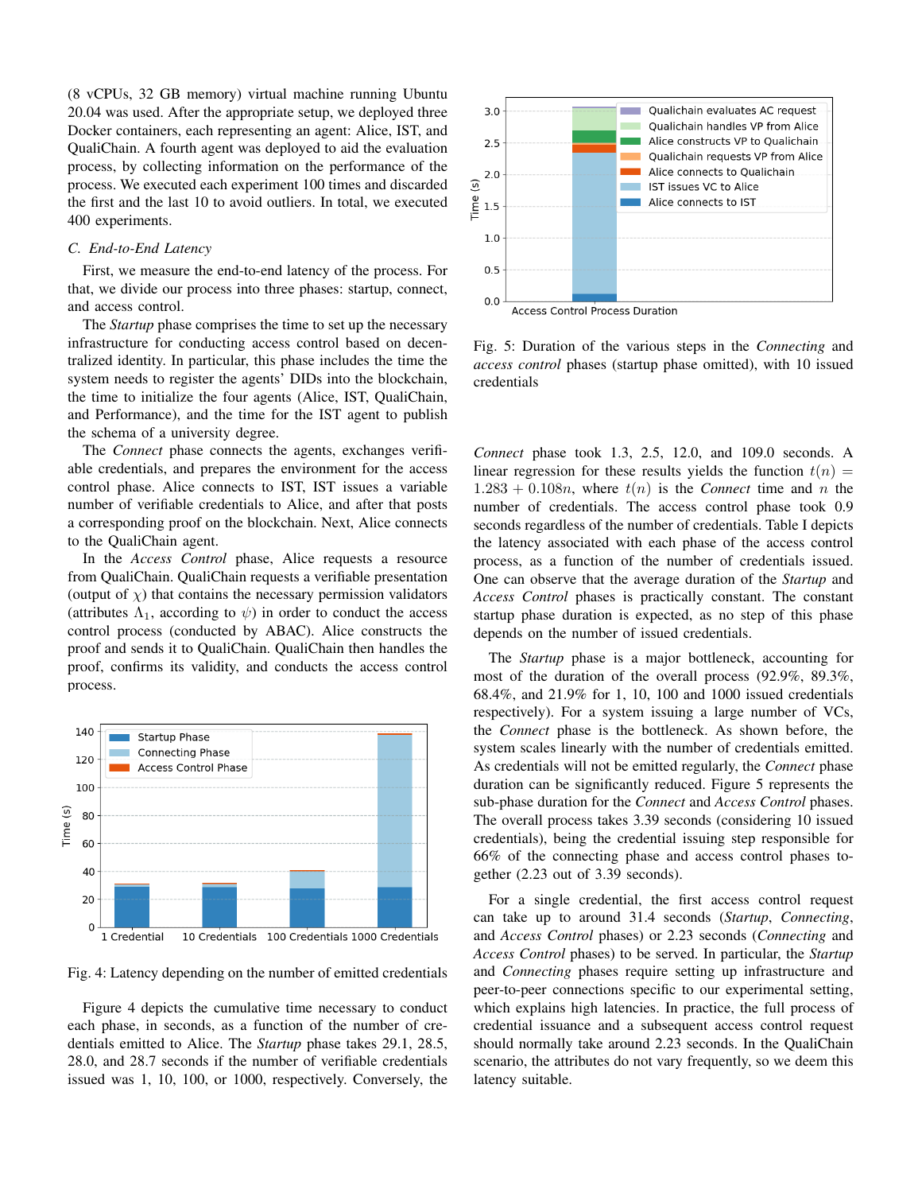(8 vCPUs, 32 GB memory) virtual machine running Ubuntu 20.04 was used. After the appropriate setup, we deployed three Docker containers, each representing an agent: Alice, IST, and QualiChain. A fourth agent was deployed to aid the evaluation process, by collecting information on the performance of the process. We executed each experiment 100 times and discarded the first and the last 10 to avoid outliers. In total, we executed 400 experiments.

### C. End-to-End Latency

First, we measure the end-to-end latency of the process. For that, we divide our process into three phases: startup, connect, and access control.

The *Startup* phase comprises the time to set up the necessary infrastructure for conducting access control based on decentralized identity. In particular, this phase includes the time the system needs to register the agents' DIDs into the blockchain, the time to initialize the four agents (Alice, IST, QualiChain, and Performance), and the time for the IST agent to publish the schema of a university degree.

The *Connect* phase connects the agents, exchanges verifiable credentials, and prepares the environment for the access control phase. Alice connects to IST, IST issues a variable number of verifiable credentials to Alice, and after that posts a corresponding proof on the blockchain. Next, Alice connects to the QualiChain agent.

In the *Access Control* phase, Alice requests a resource from QualiChain. QualiChain requests a verifiable presentation (output of $\chi$) that contains the necessary permission validators (attributes $\Lambda_1$, according to $\psi$) in order to conduct the access control process (conducted by ABAC). Alice constructs the proof and sends it to QualiChain. QualiChain then handles the proof, confirms its validity, and conducts the access control process.

Fig. 4: Latency depending on the number of emitted credentials

Figure 4 depicts the cumulative time necessary to conduct each phase, in seconds, as a function of the number of credentials emitted to Alice. The *Startup* phase takes 29.1, 28.5, 28.0, and 28.7 seconds if the number of verifiable credentials issued was 1, 10, 100, or 1000, respectively. Conversely, the *Connect* phase took 1.3, 2.5, 12.0, and 109.0 seconds. A linear regression for these results yields the function $t(n) = 1.283 + 0.108n$, where $t(n)$ is the *Connect* time and $n$ the number of credentials. The access control phase took 0.9 seconds regardless of the number of credentials. Table I depicts the latency associated with each phase of the access control process, as a function of the number of credentials issued. One can observe that the average duration of the *Startup* and *Access Control* phases is practically constant. The constant startup phase duration is expected, as no step of this phase depends on the number of issued credentials.

Fig. 5: Duration of the various steps in the *Connecting* and *access control* phases (startup phase omitted), with 10 issued credentials

The *Startup* phase is a major bottleneck, accounting for most of the duration of the overall process (92.9%, 89.3%, 68.4%, and 21.9% for 1, 10, 100 and 1000 issued credentials respectively). For a system issuing a large number of VCs, the *Connect* phase is the bottleneck. As shown before, the system scales linearly with the number of credentials emitted. As credentials will not be emitted regularly, the *Connect* phase duration can be significantly reduced. Figure 5 represents the sub-phase duration for the *Connect* and *Access Control* phases. The overall process takes 3.39 seconds (considering 10 issued credentials), being the credential issuing step responsible for 66% of the connecting phase and access control phases together (2.23 out of 3.39 seconds).

For a single credential, the first access control request can take up to around 31.4 seconds (*Startup*, *Connecting*, and *Access Control* phases) or 2.23 seconds (*Connecting* and *Access Control* phases) to be served. In particular, the *Startup* and *Connecting* phases require setting up infrastructure and peer-to-peer connections specific to our experimental setting, which explains high latencies. In practice, the full process of credential issuance and a subsequent access control request should normally take around 2.23 seconds. In the QualiChain scenario, the attributes do not vary frequently, so we deem this latency suitable.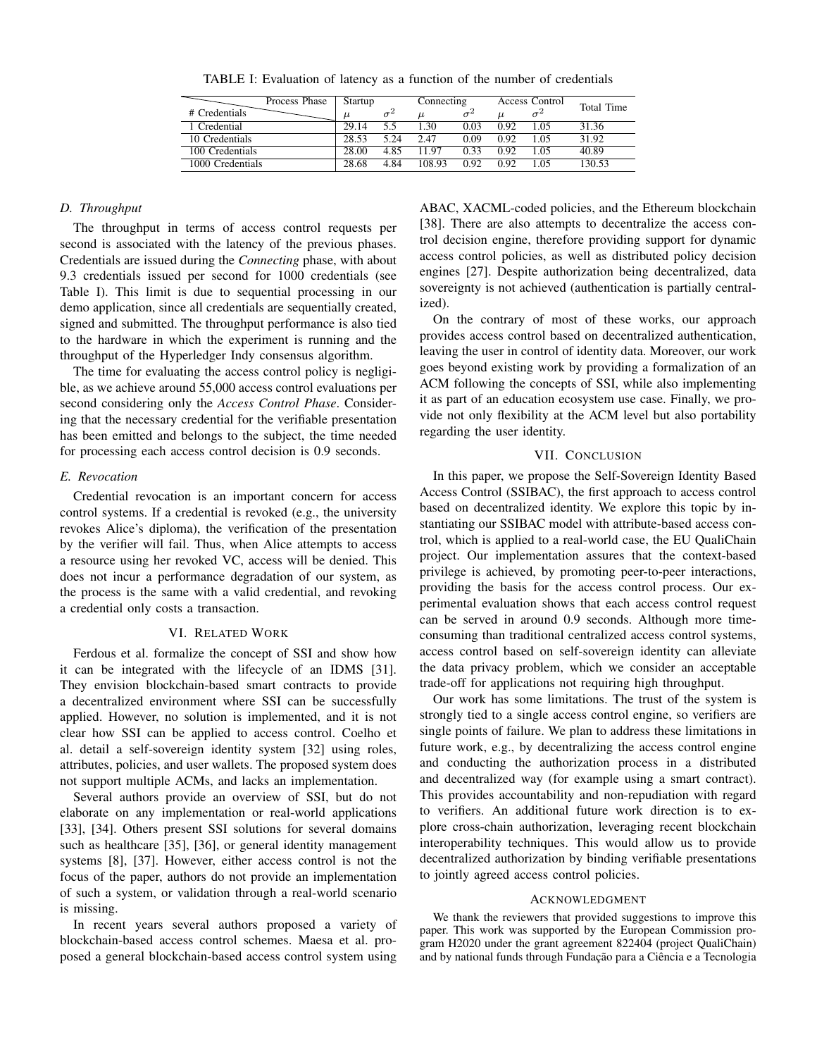TABLE I: Evaluation of latency as a function of the number of credentials

| Process Phase / # Credentials | Startup | | Connecting | | Access Control | | Total Time |
|---|---|---|---|---|---|---|---|
| | $\mu$ | $\sigma^2$ | $\mu$ | $\sigma^2$ | $\mu$ | $\sigma^2$ | |
| 1 Credential | 29.14 | 5.5 | 1.30 | 0.03 | 0.92 | 1.05 | 31.36 |
| 10 Credentials | 28.53 | 5.24 | 2.47 | 0.09 | 0.92 | 1.05 | 31.92 |
| 100 Credentials | 28.00 | 4.85 | 11.97 | 0.33 | 0.92 | 1.05 | 40.89 |
| 1000 Credentials | 28.68 | 4.84 | 108.93 | 0.92 | 0.92 | 1.05 | 130.53 |

### *D. Throughput*

The throughput in terms of access control requests per second is associated with the latency of the previous phases. Credentials are issued during the *Connecting* phase, with about 9.3 credentials issued per second for 1000 credentials (see Table I). This limit is due to sequential processing in our demo application, since all credentials are sequentially created, signed and submitted. The throughput performance is also tied to the hardware in which the experiment is running and the throughput of the Hyperledger Indy consensus algorithm.

The time for evaluating the access control policy is negligible, as we achieve around 55,000 access control evaluations per second considering only the *Access Control Phase*. Considering that the necessary credential for the verifiable presentation has been emitted and belongs to the subject, the time needed for processing each access control decision is 0.9 seconds.

### *E. Revocation*

Credential revocation is an important concern for access control systems. If a credential is revoked (e.g., the university revokes Alice's diploma), the verification of the presentation by the verifier will fail. Thus, when Alice attempts to access a resource using her revoked VC, access will be denied. This does not incur a performance degradation of our system, as the process is the same with a valid credential, and revoking a credential only costs a transaction.

## VI. Related Work

Ferdous et al. formalize the concept of SSI and show how it can be integrated with the lifecycle of an IDMS [31]. They envision blockchain-based smart contracts to provide a decentralized environment where SSI can be successfully applied. However, no solution is implemented, and it is not clear how SSI can be applied to access control. Coelho et al. detail a self-sovereign identity system [32] using roles, attributes, policies, and user wallets. The proposed system does not support multiple ACMs, and lacks an implementation.

Several authors provide an overview of SSI, but do not elaborate on any implementation or real-world applications [33], [34]. Others present SSI solutions for several domains such as healthcare [35], [36], or general identity management systems [8], [37]. However, either access control is not the focus of the paper, authors do not provide an implementation of such a system, or validation through a real-world scenario is missing.

In recent years several authors proposed a variety of blockchain-based access control schemes. Maesa et al. proposed a general blockchain-based access control system using ABAC, XACML-coded policies, and the Ethereum blockchain [38]. There are also attempts to decentralize the access control decision engine, therefore providing support for dynamic access control policies, as well as distributed policy decision engines [27]. Despite authorization being decentralized, data sovereignty is not achieved (authentication is partially centralized).

On the contrary of most of these works, our approach provides access control based on decentralized authentication, leaving the user in control of identity data. Moreover, our work goes beyond existing work by providing a formalization of an ACM following the concepts of SSI, while also implementing it as part of an education ecosystem use case. Finally, we provide not only flexibility at the ACM level but also portability regarding the user identity.

## VII. Conclusion

In this paper, we propose the Self-Sovereign Identity Based Access Control (SSIBAC), the first approach to access control based on decentralized identity. We explore this topic by instantiating our SSIBAC model with attribute-based access control, which is applied to a real-world case, the EU QualiChain project. Our implementation assures that the context-based privilege is achieved, by promoting peer-to-peer interactions, providing the basis for the access control process. Our experimental evaluation shows that each access control request can be served in around 0.9 seconds. Although more time-consuming than traditional centralized access control systems, access control based on self-sovereign identity can alleviate the data privacy problem, which we consider an acceptable trade-off for applications not requiring high throughput.

Our work has some limitations. The trust of the system is strongly tied to a single access control engine, so verifiers are single points of failure. We plan to address these limitations in future work, e.g., by decentralizing the access control engine and conducting the authorization process in a distributed and decentralized way (for example using a smart contract). This provides accountability and non-repudiation with regard to verifiers. An additional future work direction is to explore cross-chain authorization, leveraging recent blockchain interoperability techniques. This would allow us to provide decentralized authorization by binding verifiable presentations to jointly agreed access control policies.

## Acknowledgment

We thank the reviewers that provided suggestions to improve this paper. This work was supported by the European Commission program H2020 under the grant agreement 822404 (project QualiChain) and by national funds through Fundação para a Ciência e a Tecnologia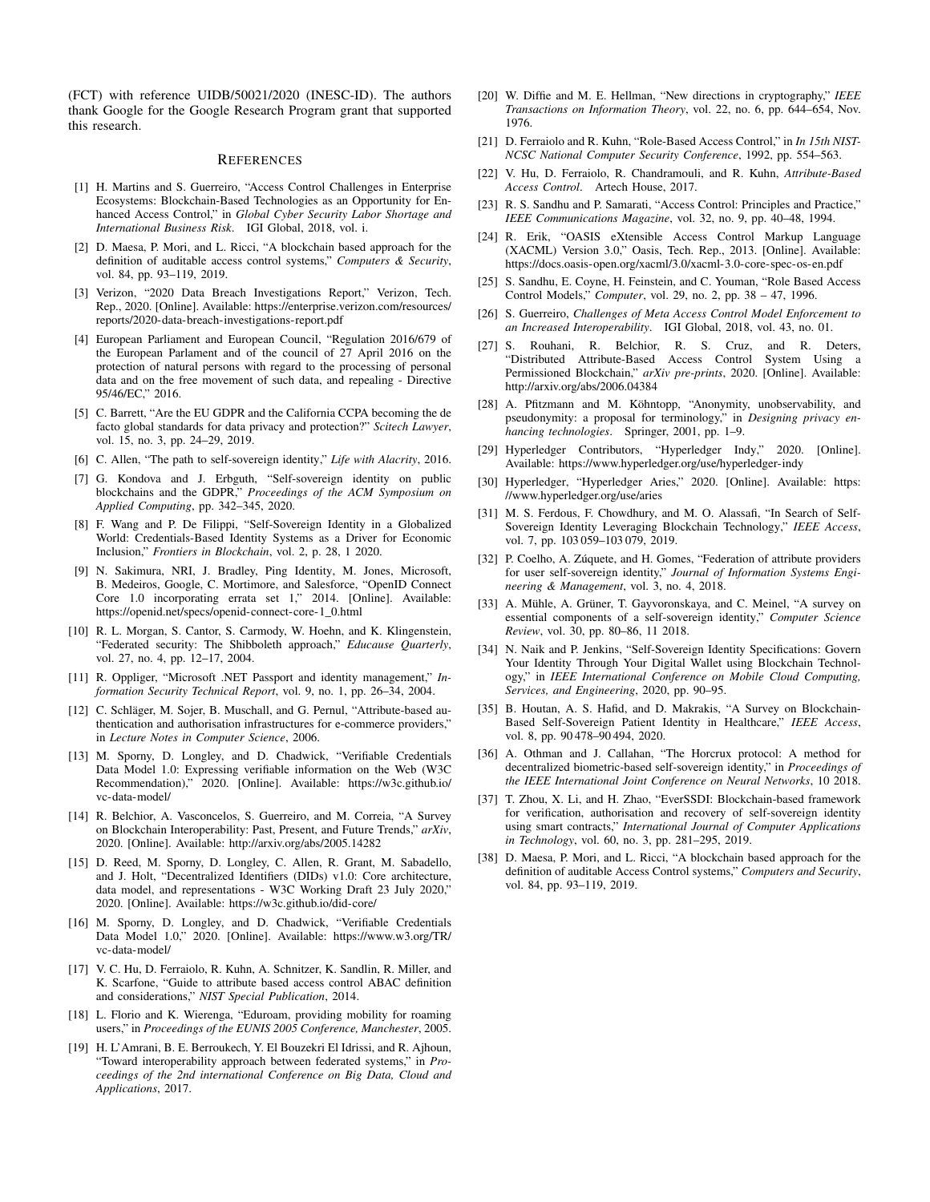(FCT) with reference UIDB/50021/2020 (INESC-ID). The authors thank Google for the Google Research Program grant that supported this research.

## References

[1] H. Martins and S. Guerreiro, "Access Control Challenges in Enterprise Ecosystems: Blockchain-Based Technologies as an Opportunity for Enhanced Access Control," in *Global Cyber Security Labor Shortage and International Business Risk*. IGI Global, 2018, vol. i.

[2] D. Maesa, P. Mori, and L. Ricci, "A blockchain based approach for the definition of auditable access control systems," *Computers & Security*, vol. 84, pp. 93–119, 2019.

[3] Verizon, "2020 Data Breach Investigations Report," Verizon, Tech. Rep., 2020. [Online]. Available: https://enterprise.verizon.com/resources/reports/2020-data-breach-investigations-report.pdf

[4] European Parliament and European Council, "Regulation 2016/679 of the European Parlament and of the council of 27 April 2016 on the protection of natural persons with regard to the processing of personal data and on the free movement of such data, and repealing - Directive 95/46/EC," 2016.

[5] C. Barrett, "Are the EU GDPR and the California CCPA becoming the de facto global standards for data privacy and protection?" *Scitech Lawyer*, vol. 15, no. 3, pp. 24–29, 2019.

[6] C. Allen, "The path to self-sovereign identity," *Life with Alacrity*, 2016.

[7] G. Kondova and J. Erbguth, "Self-sovereign identity on public blockchains and the GDPR," *Proceedings of the ACM Symposium on Applied Computing*, pp. 342–345, 2020.

[8] F. Wang and P. De Filippi, "Self-Sovereign Identity in a Globalized World: Credentials-Based Identity Systems as a Driver for Economic Inclusion," *Frontiers in Blockchain*, vol. 2, p. 28, 1 2020.

[9] N. Sakimura, NRI, J. Bradley, Ping Identity, M. Jones, Microsoft, B. Medeiros, Google, C. Mortimore, and Salesforce, "OpenID Connect Core 1.0 incorporating errata set 1," 2014. [Online]. Available: https://openid.net/specs/openid-connect-core-1_0.html

[10] R. L. Morgan, S. Cantor, S. Carmody, W. Hoehn, and K. Klingenstein, "Federated security: The Shibboleth approach," *Educause Quarterly*, vol. 27, no. 4, pp. 12–17, 2004.

[11] R. Oppliger, "Microsoft .NET Passport and identity management," *Information Security Technical Report*, vol. 9, no. 1, pp. 26–34, 2004.

[12] C. Schläger, M. Sojer, B. Muschall, and G. Pernul, "Attribute-based authentication and authorisation infrastructures for e-commerce providers," in *Lecture Notes in Computer Science*, 2006.

[13] M. Sporny, D. Longley, and D. Chadwick, "Verifiable Credentials Data Model 1.0: Expressing verifiable information on the Web (W3C Recommendation)," 2020. [Online]. Available: https://w3c.github.io/vc-data-model/

[14] R. Belchior, A. Vasconcelos, S. Guerreiro, and M. Correia, "A Survey on Blockchain Interoperability: Past, Present, and Future Trends," *arXiv*, 2020. [Online]. Available: http://arxiv.org/abs/2005.14282

[15] D. Reed, M. Sporny, D. Longley, C. Allen, R. Grant, M. Sabadello, and J. Holt, "Decentralized Identifiers (DIDs) v1.0: Core architecture, data model, and representations - W3C Working Draft 23 July 2020," 2020. [Online]. Available: https://w3c.github.io/did-core/

[16] M. Sporny, D. Longley, and D. Chadwick, "Verifiable Credentials Data Model 1.0," 2020. [Online]. Available: https://www.w3.org/TR/vc-data-model/

[17] V. C. Hu, D. Ferraiolo, R. Kuhn, A. Schnitzer, K. Sandlin, R. Miller, and K. Scarfone, "Guide to attribute based access control ABAC definition and considerations," *NIST Special Publication*, 2014.

[18] L. Florio and K. Wierenga, "Eduroam, providing mobility for roaming users," in *Proceedings of the EUNIS 2005 Conference, Manchester*, 2005.

[19] H. L'Amrani, B. E. Berroukech, Y. El Bouzekri El Idrissi, and R. Ajhoun, "Toward interoperability approach between federated systems," in *Proceedings of the 2nd international Conference on Big Data, Cloud and Applications*, 2017.

[20] W. Diffie and M. E. Hellman, "New directions in cryptography," *IEEE Transactions on Information Theory*, vol. 22, no. 6, pp. 644–654, Nov. 1976.

[21] D. Ferraiolo and R. Kuhn, "Role-Based Access Control," in *In 15th NIST-NCSC National Computer Security Conference*, 1992, pp. 554–563.

[22] V. Hu, D. Ferraiolo, R. Chandramouli, and R. Kuhn, *Attribute-Based Access Control*. Artech House, 2017.

[23] R. S. Sandhu and P. Samarati, "Access Control: Principles and Practice," *IEEE Communications Magazine*, vol. 32, no. 9, pp. 40–48, 1994.

[24] R. Erik, "OASIS eXtensible Access Control Markup Language (XACML) Version 3.0," Oasis, Tech. Rep., 2013. [Online]. Available: https://docs.oasis-open.org/xacml/3.0/xacml-3.0-core-spec-os-en.pdf

[25] S. Sandhu, E. Coyne, H. Feinstein, and C. Youman, "Role Based Access Control Models," *Computer*, vol. 29, no. 2, pp. 38 – 47, 1996.

[26] S. Guerreiro, *Challenges of Meta Access Control Model Enforcement to an Increased Interoperability*. IGI Global, 2018, vol. 43, no. 01.

[27] S. Rouhani, R. Belchior, R. S. Cruz, and R. Deters, "Distributed Attribute-Based Access Control System Using a Permissioned Blockchain," *arXiv pre-prints*, 2020. [Online]. Available: http://arxiv.org/abs/2006.04384

[28] A. Pfitzmann and M. Köhntopp, "Anonymity, unobservability, and pseudonymity: a proposal for terminology," in *Designing privacy enhancing technologies*. Springer, 2001, pp. 1–9.

[29] Hyperledger Contributors, "Hyperledger Indy," 2020. [Online]. Available: https://www.hyperledger.org/use/hyperledger-indy

[30] Hyperledger, "Hyperledger Aries," 2020. [Online]. Available: https://www.hyperledger.org/use/aries

[31] M. S. Ferdous, F. Chowdhury, and M. O. Alassafi, "In Search of Self-Sovereign Identity Leveraging Blockchain Technology," *IEEE Access*, vol. 7, pp. 103 059–103 079, 2019.

[32] P. Coelho, A. Zúquete, and H. Gomes, "Federation of attribute providers for user self-sovereign identity," *Journal of Information Systems Engineering & Management*, vol. 3, no. 4, 2018.

[33] A. Mühle, A. Grüner, T. Gayvoronskaya, and C. Meinel, "A survey on essential components of a self-sovereign identity," *Computer Science Review*, vol. 30, pp. 80–86, 11 2018.

[34] N. Naik and P. Jenkins, "Self-Sovereign Identity Specifications: Govern Your Identity Through Your Digital Wallet using Blockchain Technology," in *IEEE International Conference on Mobile Cloud Computing, Services, and Engineering*, 2020, pp. 90–95.

[35] B. Houtan, A. S. Hafid, and D. Makrakis, "A Survey on Blockchain-Based Self-Sovereign Patient Identity in Healthcare," *IEEE Access*, vol. 8, pp. 90 478–90 494, 2020.

[36] A. Othman and J. Callahan, "The Horcrux protocol: A method for decentralized biometric-based self-sovereign identity," in *Proceedings of the IEEE International Joint Conference on Neural Networks*, 10 2018.

[37] T. Zhou, X. Li, and H. Zhao, "EverSSDI: Blockchain-based framework for verification, authorisation and recovery of self-sovereign identity using smart contracts," *International Journal of Computer Applications in Technology*, vol. 60, no. 3, pp. 281–295, 2019.

[38] D. Maesa, P. Mori, and L. Ricci, "A blockchain based approach for the definition of auditable Access Control systems," *Computers and Security*, vol. 84, pp. 93–119, 2019.